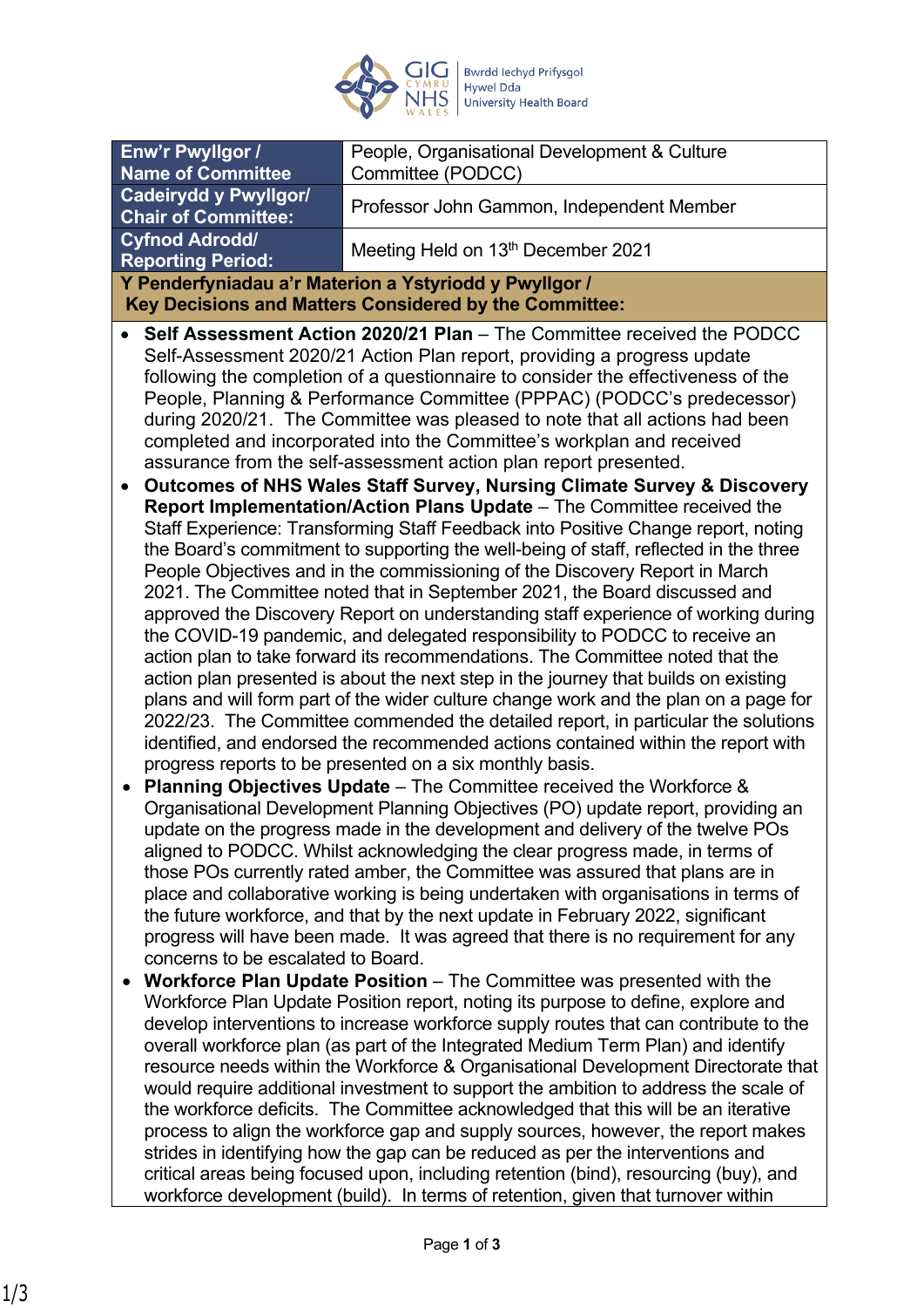| Enw'r Pwyllgor / Name of Committee | People, Organisational Development & Culture Committee (PODCC) |
|---|---|
| Cadeirydd y Pwyllgor/ Chair of Committee: | Professor John Gammon, Independent Member |
| Cyfnod Adrodd/ Reporting Period: | Meeting Held on 13th December 2021 |

**Y Penderfyniadau a'r Materion a Ystyriodd y Pwyllgor / Key Decisions and Matters Considered by the Committee:**

- **Self Assessment Action 2020/21 Plan** – The Committee received the PODCC Self-Assessment 2020/21 Action Plan report, providing a progress update following the completion of a questionnaire to consider the effectiveness of the People, Planning & Performance Committee (PPPAC) (PODCC's predecessor) during 2020/21. The Committee was pleased to note that all actions had been completed and incorporated into the Committee's workplan and received assurance from the self-assessment action plan report presented.
- **Outcomes of NHS Wales Staff Survey, Nursing Climate Survey & Discovery Report Implementation/Action Plans Update** – The Committee received the Staff Experience: Transforming Staff Feedback into Positive Change report, noting the Board's commitment to supporting the well-being of staff, reflected in the three People Objectives and in the commissioning of the Discovery Report in March 2021. The Committee noted that in September 2021, the Board discussed and approved the Discovery Report on understanding staff experience of working during the COVID-19 pandemic, and delegated responsibility to PODCC to receive an action plan to take forward its recommendations. The Committee noted that the action plan presented is about the next step in the journey that builds on existing plans and will form part of the wider culture change work and the plan on a page for 2022/23. The Committee commended the detailed report, in particular the solutions identified, and endorsed the recommended actions contained within the report with progress reports to be presented on a six monthly basis.
- **Planning Objectives Update** – The Committee received the Workforce & Organisational Development Planning Objectives (PO) update report, providing an update on the progress made in the development and delivery of the twelve POs aligned to PODCC. Whilst acknowledging the clear progress made, in terms of those POs currently rated amber, the Committee was assured that plans are in place and collaborative working is being undertaken with organisations in terms of the future workforce, and that by the next update in February 2022, significant progress will have been made. It was agreed that there is no requirement for any concerns to be escalated to Board.
- **Workforce Plan Update Position** – The Committee was presented with the Workforce Plan Update Position report, noting its purpose to define, explore and develop interventions to increase workforce supply routes that can contribute to the overall workforce plan (as part of the Integrated Medium Term Plan) and identify resource needs within the Workforce & Organisational Development Directorate that would require additional investment to support the ambition to address the scale of the workforce deficits. The Committee acknowledged that this will be an iterative process to align the workforce gap and supply sources, however, the report makes strides in identifying how the gap can be reduced as per the interventions and critical areas being focused upon, including retention (bind), resourcing (buy), and workforce development (build). In terms of retention, given that turnover within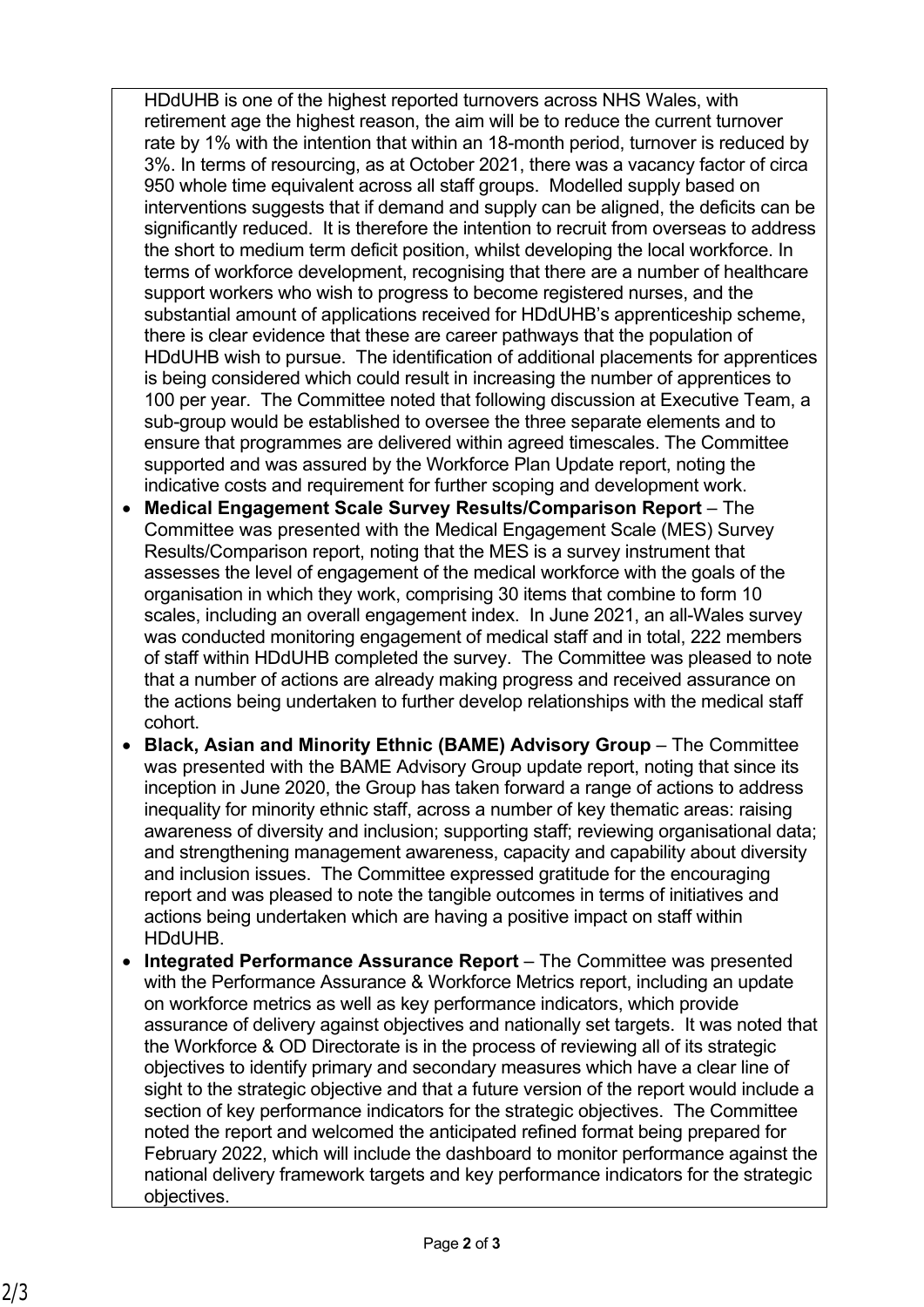HDdUHB is one of the highest reported turnovers across NHS Wales, with retirement age the highest reason, the aim will be to reduce the current turnover rate by 1% with the intention that within an 18-month period, turnover is reduced by 3%. In terms of resourcing, as at October 2021, there was a vacancy factor of circa 950 whole time equivalent across all staff groups. Modelled supply based on interventions suggests that if demand and supply can be aligned, the deficits can be significantly reduced. It is therefore the intention to recruit from overseas to address the short to medium term deficit position, whilst developing the local workforce. In terms of workforce development, recognising that there are a number of healthcare support workers who wish to progress to become registered nurses, and the substantial amount of applications received for HDdUHB's apprenticeship scheme, there is clear evidence that these are career pathways that the population of HDdUHB wish to pursue. The identification of additional placements for apprentices is being considered which could result in increasing the number of apprentices to 100 per year. The Committee noted that following discussion at Executive Team, a sub-group would be established to oversee the three separate elements and to ensure that programmes are delivered within agreed timescales. The Committee supported and was assured by the Workforce Plan Update report, noting the indicative costs and requirement for further scoping and development work.

- **Medical Engagement Scale Survey Results/Comparison Report** – The Committee was presented with the Medical Engagement Scale (MES) Survey Results/Comparison report, noting that the MES is a survey instrument that assesses the level of engagement of the medical workforce with the goals of the organisation in which they work, comprising 30 items that combine to form 10 scales, including an overall engagement index. In June 2021, an all-Wales survey was conducted monitoring engagement of medical staff and in total, 222 members of staff within HDdUHB completed the survey. The Committee was pleased to note that a number of actions are already making progress and received assurance on the actions being undertaken to further develop relationships with the medical staff cohort.
- **Black, Asian and Minority Ethnic (BAME) Advisory Group** – The Committee was presented with the BAME Advisory Group update report, noting that since its inception in June 2020, the Group has taken forward a range of actions to address inequality for minority ethnic staff, across a number of key thematic areas: raising awareness of diversity and inclusion; supporting staff; reviewing organisational data; and strengthening management awareness, capacity and capability about diversity and inclusion issues. The Committee expressed gratitude for the encouraging report and was pleased to note the tangible outcomes in terms of initiatives and actions being undertaken which are having a positive impact on staff within HDdUHB.
- **Integrated Performance Assurance Report** – The Committee was presented with the Performance Assurance & Workforce Metrics report, including an update on workforce metrics as well as key performance indicators, which provide assurance of delivery against objectives and nationally set targets. It was noted that the Workforce & OD Directorate is in the process of reviewing all of its strategic objectives to identify primary and secondary measures which have a clear line of sight to the strategic objective and that a future version of the report would include a section of key performance indicators for the strategic objectives. The Committee noted the report and welcomed the anticipated refined format being prepared for February 2022, which will include the dashboard to monitor performance against the national delivery framework targets and key performance indicators for the strategic objectives.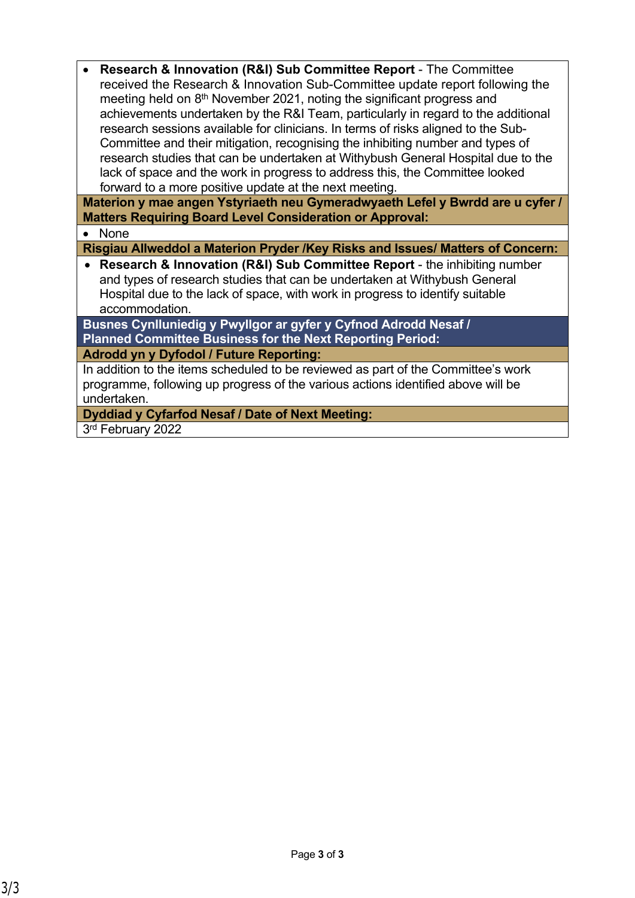- **Research & Innovation (R&I) Sub Committee Report** - The Committee received the Research & Innovation Sub-Committee update report following the meeting held on 8th November 2021, noting the significant progress and achievements undertaken by the R&I Team, particularly in regard to the additional research sessions available for clinicians. In terms of risks aligned to the Sub-Committee and their mitigation, recognising the inhibiting number and types of research studies that can be undertaken at Withybush General Hospital due to the lack of space and the work in progress to address this, the Committee looked forward to a more positive update at the next meeting.

**Materion y mae angen Ystyriaeth neu Gymeradwyaeth Lefel y Bwrdd are u cyfer / Matters Requiring Board Level Consideration or Approval:**

- None

**Risgiau Allweddol a Materion Pryder /Key Risks and Issues/ Matters of Concern:**

- **Research & Innovation (R&I) Sub Committee Report** - the inhibiting number and types of research studies that can be undertaken at Withybush General Hospital due to the lack of space, with work in progress to identify suitable accommodation.

**Busnes Cynlluniedig y Pwyllgor ar gyfer y Cyfnod Adrodd Nesaf / Planned Committee Business for the Next Reporting Period:**

**Adrodd yn y Dyfodol / Future Reporting:**

In addition to the items scheduled to be reviewed as part of the Committee's work programme, following up progress of the various actions identified above will be undertaken.

**Dyddiad y Cyfarfod Nesaf / Date of Next Meeting:**

3rd February 2022